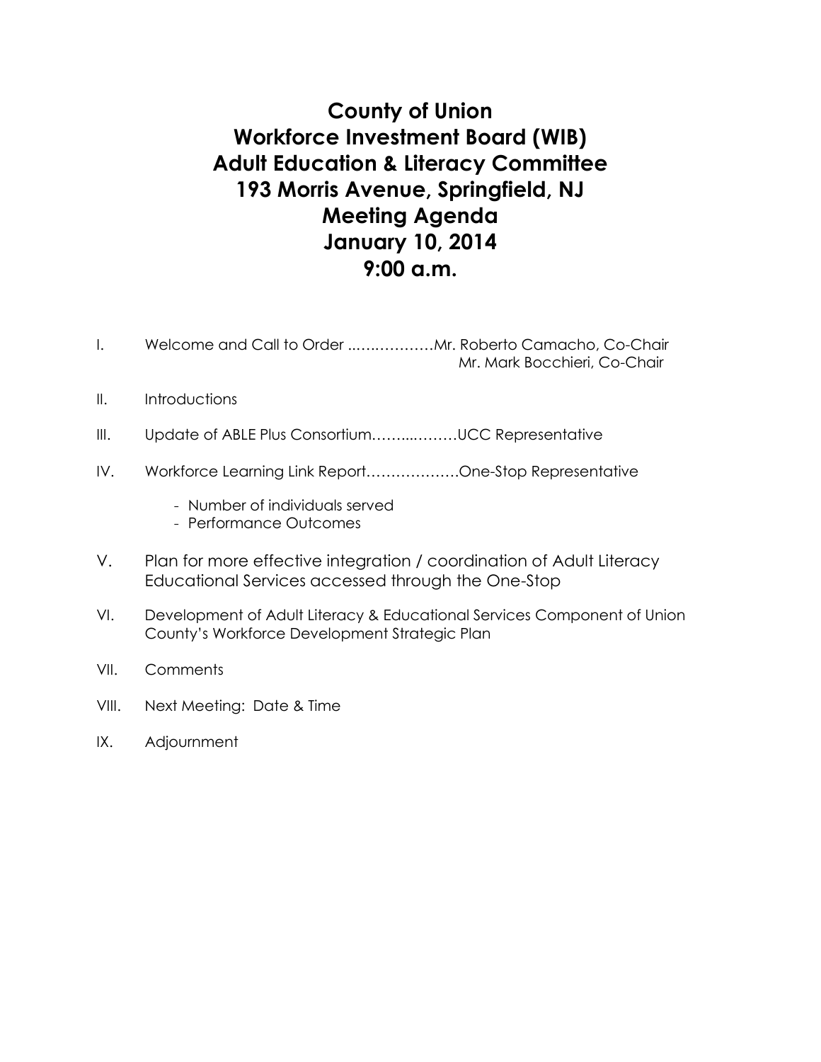# County of Union
# Workforce Investment Board (WIB)
# Adult Education & Literacy Committee
# 193 Morris Avenue, Springfield, NJ
# Meeting Agenda
# January 10, 2014
# 9:00 a.m.

I. Welcome and Call to Order ..….…………Mr. Roberto Camacho, Co-Chair
Mr. Mark Bocchieri, Co-Chair

II. Introductions

III. Update of ABLE Plus Consortium……...………UCC Representative

IV. Workforce Learning Link Report……………….One-Stop Representative

- Number of individuals served
- Performance Outcomes

V. Plan for more effective integration / coordination of Adult Literacy Educational Services accessed through the One-Stop

VI. Development of Adult Literacy & Educational Services Component of Union County's Workforce Development Strategic Plan

VII. Comments

VIII. Next Meeting: Date & Time

IX. Adjournment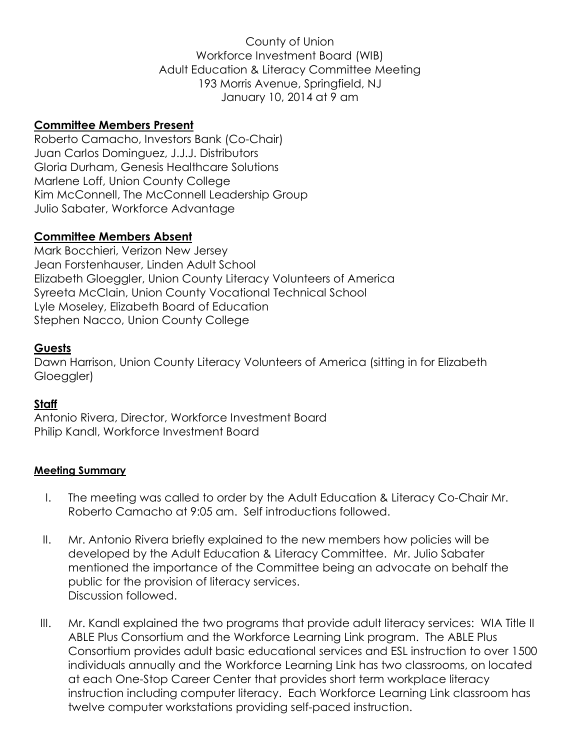County of Union
Workforce Investment Board (WIB)
Adult Education & Literacy Committee Meeting
193 Morris Avenue, Springfield, NJ
January 10, 2014 at 9 am

**Committee Members Present**

Roberto Camacho, Investors Bank (Co-Chair)
Juan Carlos Dominguez, J.J.J. Distributors
Gloria Durham, Genesis Healthcare Solutions
Marlene Loff, Union County College
Kim McConnell, The McConnell Leadership Group
Julio Sabater, Workforce Advantage

**Committee Members Absent**

Mark Bocchieri, Verizon New Jersey
Jean Forstenhauser, Linden Adult School
Elizabeth Gloeggler, Union County Literacy Volunteers of America
Syreeta McClain, Union County Vocational Technical School
Lyle Moseley, Elizabeth Board of Education
Stephen Nacco, Union County College

**Guests**

Dawn Harrison, Union County Literacy Volunteers of America (sitting in for Elizabeth Gloeggler)

**Staff**

Antonio Rivera, Director, Workforce Investment Board
Philip Kandl, Workforce Investment Board

**Meeting Summary**

I. The meeting was called to order by the Adult Education & Literacy Co-Chair Mr. Roberto Camacho at 9:05 am. Self introductions followed.

II. Mr. Antonio Rivera briefly explained to the new members how policies will be developed by the Adult Education & Literacy Committee. Mr. Julio Sabater mentioned the importance of the Committee being an advocate on behalf the public for the provision of literacy services.
Discussion followed.

III. Mr. Kandl explained the two programs that provide adult literacy services: WIA Title II ABLE Plus Consortium and the Workforce Learning Link program. The ABLE Plus Consortium provides adult basic educational services and ESL instruction to over 1500 individuals annually and the Workforce Learning Link has two classrooms, on located at each One-Stop Career Center that provides short term workplace literacy instruction including computer literacy. Each Workforce Learning Link classroom has twelve computer workstations providing self-paced instruction.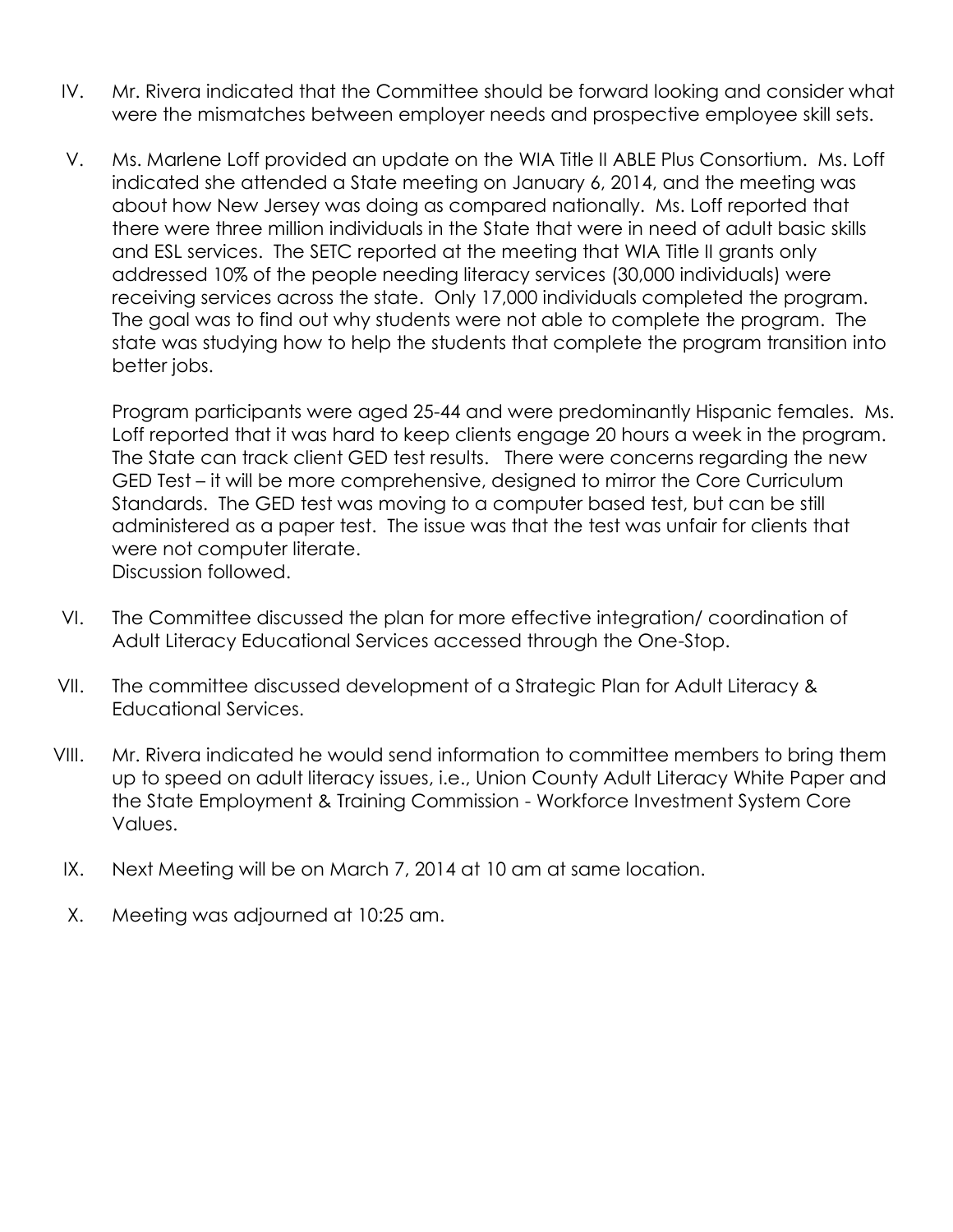IV. Mr. Rivera indicated that the Committee should be forward looking and consider what were the mismatches between employer needs and prospective employee skill sets.

V. Ms. Marlene Loff provided an update on the WIA Title II ABLE Plus Consortium. Ms. Loff indicated she attended a State meeting on January 6, 2014, and the meeting was about how New Jersey was doing as compared nationally. Ms. Loff reported that there were three million individuals in the State that were in need of adult basic skills and ESL services. The SETC reported at the meeting that WIA Title II grants only addressed 10% of the people needing literacy services (30,000 individuals) were receiving services across the state. Only 17,000 individuals completed the program. The goal was to find out why students were not able to complete the program. The state was studying how to help the students that complete the program transition into better jobs.

   Program participants were aged 25-44 and were predominantly Hispanic females. Ms. Loff reported that it was hard to keep clients engage 20 hours a week in the program. The State can track client GED test results. There were concerns regarding the new GED Test – it will be more comprehensive, designed to mirror the Core Curriculum Standards. The GED test was moving to a computer based test, but can be still administered as a paper test. The issue was that the test was unfair for clients that were not computer literate.
   Discussion followed.

VI. The Committee discussed the plan for more effective integration/ coordination of Adult Literacy Educational Services accessed through the One-Stop.

VII. The committee discussed development of a Strategic Plan for Adult Literacy & Educational Services.

VIII. Mr. Rivera indicated he would send information to committee members to bring them up to speed on adult literacy issues, i.e., Union County Adult Literacy White Paper and the State Employment & Training Commission - Workforce Investment System Core Values.

IX. Next Meeting will be on March 7, 2014 at 10 am at same location.

X. Meeting was adjourned at 10:25 am.